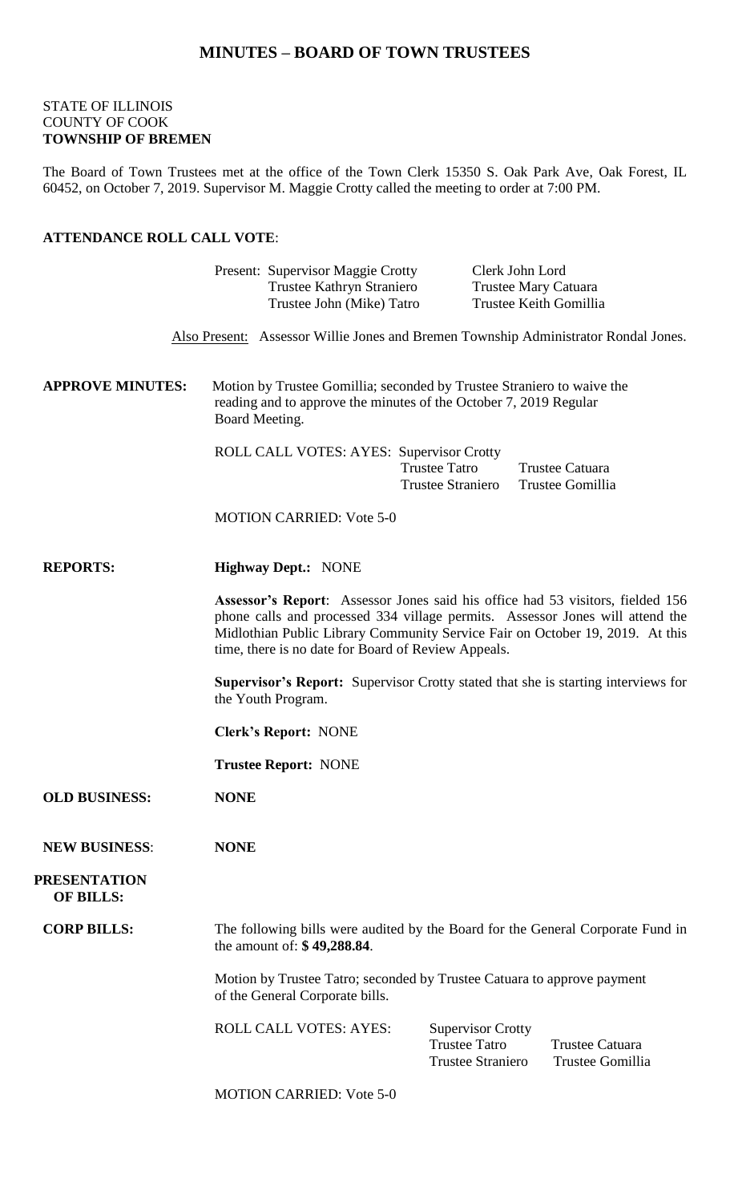# MINUTES – BOARD OF TOWN TRUSTEES

STATE OF ILLINOIS
COUNTY OF COOK
**TOWNSHIP OF BREMEN**

The Board of Town Trustees met at the office of the Town Clerk 15350 S. Oak Park Ave, Oak Forest, IL 60452, on October 7, 2019. Supervisor M. Maggie Crotty called the meeting to order at 7:00 PM.

**ATTENDANCE ROLL CALL VOTE**:

Present: Supervisor Maggie Crotty — Clerk John Lord
Trustee Kathryn Straniero — Trustee Mary Catuara
Trustee John (Mike) Tatro — Trustee Keith Gomillia

Also Present: Assessor Willie Jones and Bremen Township Administrator Rondal Jones.

**APPROVE MINUTES:** Motion by Trustee Gomillia; seconded by Trustee Straniero to waive the reading and to approve the minutes of the October 7, 2019 Regular Board Meeting.

ROLL CALL VOTES: AYES: Supervisor Crotty
Trustee Tatro — Trustee Catuara
Trustee Straniero — Trustee Gomillia

MOTION CARRIED: Vote 5-0

**REPORTS:** **Highway Dept.:** NONE

**Assessor's Report**: Assessor Jones said his office had 53 visitors, fielded 156 phone calls and processed 334 village permits. Assessor Jones will attend the Midlothian Public Library Community Service Fair on October 19, 2019. At this time, there is no date for Board of Review Appeals.

**Supervisor's Report:** Supervisor Crotty stated that she is starting interviews for the Youth Program.

**Clerk's Report:** NONE

**Trustee Report:** NONE

**OLD BUSINESS:** **NONE**

**NEW BUSINESS**: **NONE**

**PRESENTATION OF BILLS:**

**CORP BILLS:** The following bills were audited by the Board for the General Corporate Fund in the amount of: **$ 49,288.84**.

Motion by Trustee Tatro; seconded by Trustee Catuara to approve payment of the General Corporate bills.

ROLL CALL VOTES: AYES: Supervisor Crotty
Trustee Tatro — Trustee Catuara
Trustee Straniero — Trustee Gomillia

MOTION CARRIED: Vote 5-0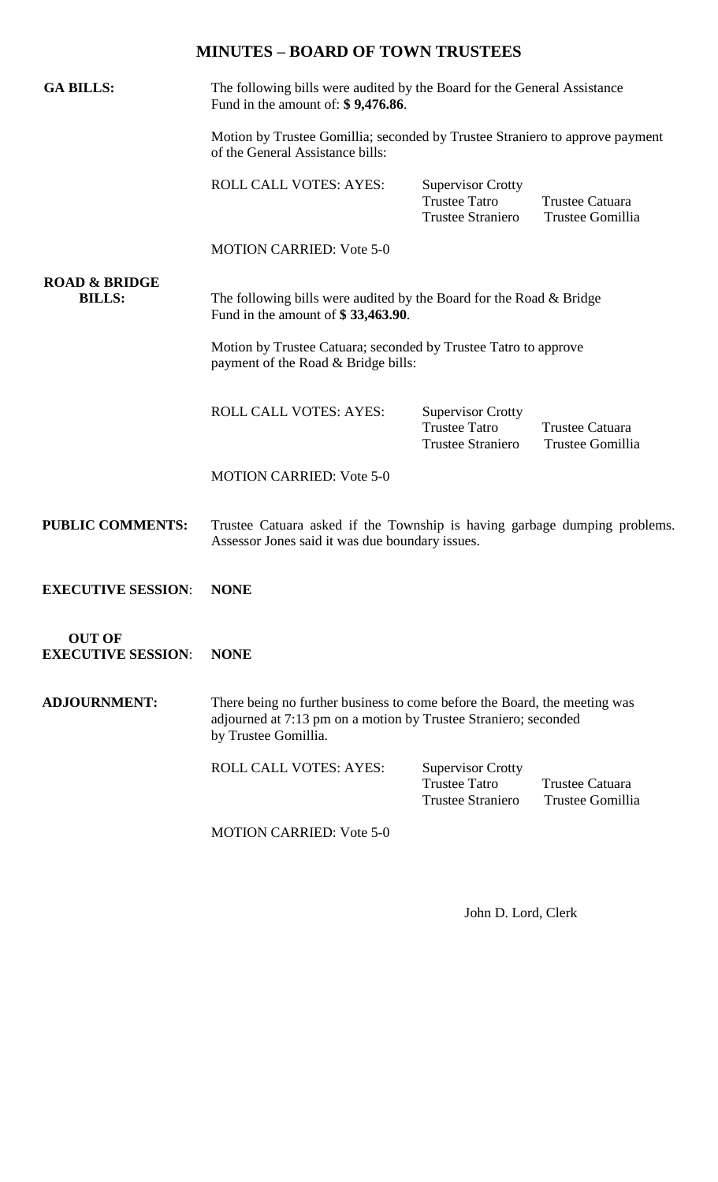# MINUTES – BOARD OF TOWN TRUSTEES

**GA BILLS:**

The following bills were audited by the Board for the General Assistance Fund in the amount of: **$ 9,476.86**.

Motion by Trustee Gomillia; seconded by Trustee Straniero to approve payment of the General Assistance bills:

| | | |
|---|---|---|
| ROLL CALL VOTES: AYES: | Supervisor Crotty | |
| | Trustee Tatro | Trustee Catuara |
| | Trustee Straniero | Trustee Gomillia |

MOTION CARRIED: Vote 5-0

**ROAD & BRIDGE BILLS:**

The following bills were audited by the Board for the Road & Bridge Fund in the amount of **$ 33,463.90**.

Motion by Trustee Catuara; seconded by Trustee Tatro to approve payment of the Road & Bridge bills:

| | | |
|---|---|---|
| ROLL CALL VOTES: AYES: | Supervisor Crotty | |
| | Trustee Tatro | Trustee Catuara |
| | Trustee Straniero | Trustee Gomillia |

MOTION CARRIED: Vote 5-0

**PUBLIC COMMENTS:**

Trustee Catuara asked if the Township is having garbage dumping problems. Assessor Jones said it was due boundary issues.

**EXECUTIVE SESSION**: **NONE**

**OUT OF EXECUTIVE SESSION**: **NONE**

**ADJOURNMENT:**

There being no further business to come before the Board, the meeting was adjourned at 7:13 pm on a motion by Trustee Straniero; seconded by Trustee Gomillia.

| | | |
|---|---|---|
| ROLL CALL VOTES: AYES: | Supervisor Crotty | |
| | Trustee Tatro | Trustee Catuara |
| | Trustee Straniero | Trustee Gomillia |

MOTION CARRIED: Vote 5-0

John D. Lord, Clerk